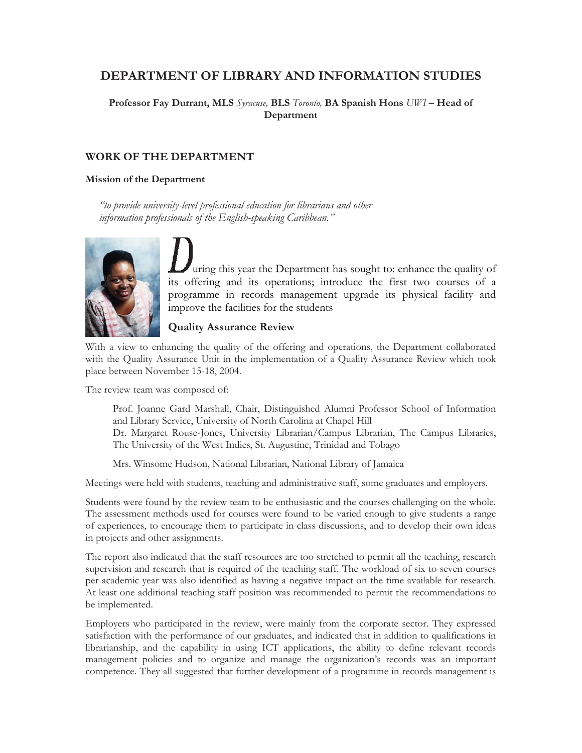# DEPARTMENT OF LIBRARY AND INFORMATION STUDIES

**Professor Fay Durrant, MLS** *Syracuse,* **BLS** *Toronto,* **BA Spanish Hons** *UWI* **– Head of Department**

## WORK OF THE DEPARTMENT

### Mission of the Department

*"to provide university-level professional education for librarians and other information professionals of the English-speaking Caribbean."*

During this year the Department has sought to: enhance the quality of its offering and its operations; introduce the first two courses of a programme in records management upgrade its physical facility and improve the facilities for the students

### Quality Assurance Review

With a view to enhancing the quality of the offering and operations, the Department collaborated with the Quality Assurance Unit in the implementation of a Quality Assurance Review which took place between November 15-18, 2004.

The review team was composed of:

Prof. Joanne Gard Marshall, Chair, Distinguished Alumni Professor School of Information and Library Service, University of North Carolina at Chapel Hill
Dr. Margaret Rouse-Jones, University Librarian/Campus Librarian, The Campus Libraries, The University of the West Indies, St. Augustine, Trinidad and Tobago

Mrs. Winsome Hudson, National Librarian, National Library of Jamaica

Meetings were held with students, teaching and administrative staff, some graduates and employers.

Students were found by the review team to be enthusiastic and the courses challenging on the whole. The assessment methods used for courses were found to be varied enough to give students a range of experiences, to encourage them to participate in class discussions, and to develop their own ideas in projects and other assignments.

The report also indicated that the staff resources are too stretched to permit all the teaching, research supervision and research that is required of the teaching staff. The workload of six to seven courses per academic year was also identified as having a negative impact on the time available for research. At least one additional teaching staff position was recommended to permit the recommendations to be implemented.

Employers who participated in the review, were mainly from the corporate sector. They expressed satisfaction with the performance of our graduates, and indicated that in addition to qualifications in librarianship, and the capability in using ICT applications, the ability to define relevant records management policies and to organize and manage the organization's records was an important competence. They all suggested that further development of a programme in records management is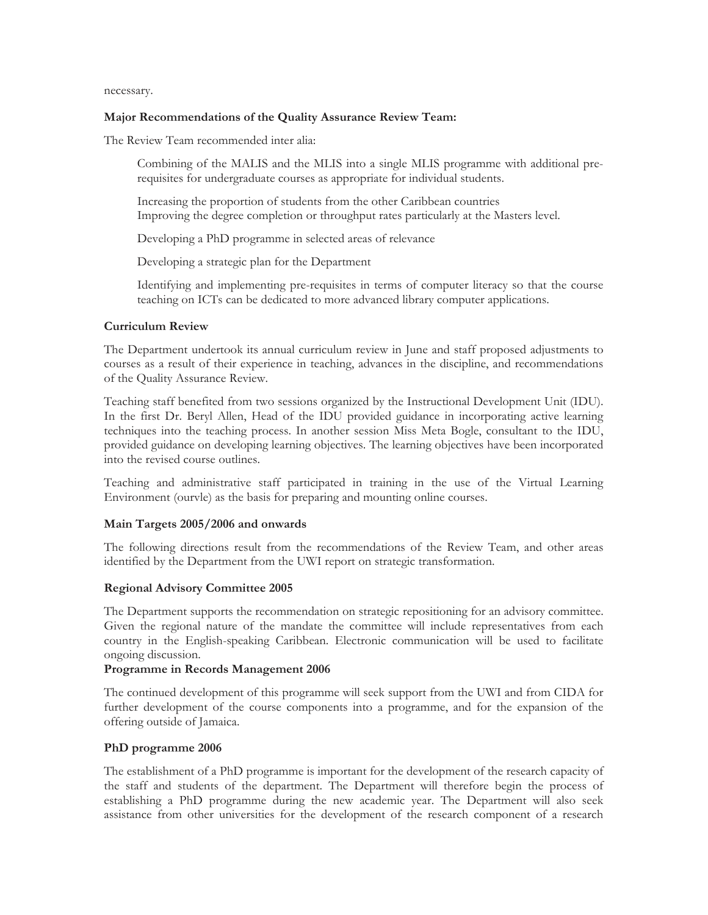necessary.

**Major Recommendations of the Quality Assurance Review Team:**

The Review Team recommended inter alia:

Combining of the MALIS and the MLIS into a single MLIS programme with additional pre-requisites for undergraduate courses as appropriate for individual students.

Increasing the proportion of students from the other Caribbean countries
Improving the degree completion or throughput rates particularly at the Masters level.

Developing a PhD programme in selected areas of relevance

Developing a strategic plan for the Department

Identifying and implementing pre-requisites in terms of computer literacy so that the course teaching on ICTs can be dedicated to more advanced library computer applications.

**Curriculum Review**

The Department undertook its annual curriculum review in June and staff proposed adjustments to courses as a result of their experience in teaching, advances in the discipline, and recommendations of the Quality Assurance Review.

Teaching staff benefited from two sessions organized by the Instructional Development Unit (IDU). In the first Dr. Beryl Allen, Head of the IDU provided guidance in incorporating active learning techniques into the teaching process. In another session Miss Meta Bogle, consultant to the IDU, provided guidance on developing learning objectives. The learning objectives have been incorporated into the revised course outlines.

Teaching and administrative staff participated in training in the use of the Virtual Learning Environment (ourvle) as the basis for preparing and mounting online courses.

**Main Targets 2005/2006 and onwards**

The following directions result from the recommendations of the Review Team, and other areas identified by the Department from the UWI report on strategic transformation.

**Regional Advisory Committee 2005**

The Department supports the recommendation on strategic repositioning for an advisory committee. Given the regional nature of the mandate the committee will include representatives from each country in the English-speaking Caribbean. Electronic communication will be used to facilitate ongoing discussion.

**Programme in Records Management 2006**

The continued development of this programme will seek support from the UWI and from CIDA for further development of the course components into a programme, and for the expansion of the offering outside of Jamaica.

**PhD programme 2006**

The establishment of a PhD programme is important for the development of the research capacity of the staff and students of the department. The Department will therefore begin the process of establishing a PhD programme during the new academic year. The Department will also seek assistance from other universities for the development of the research component of a research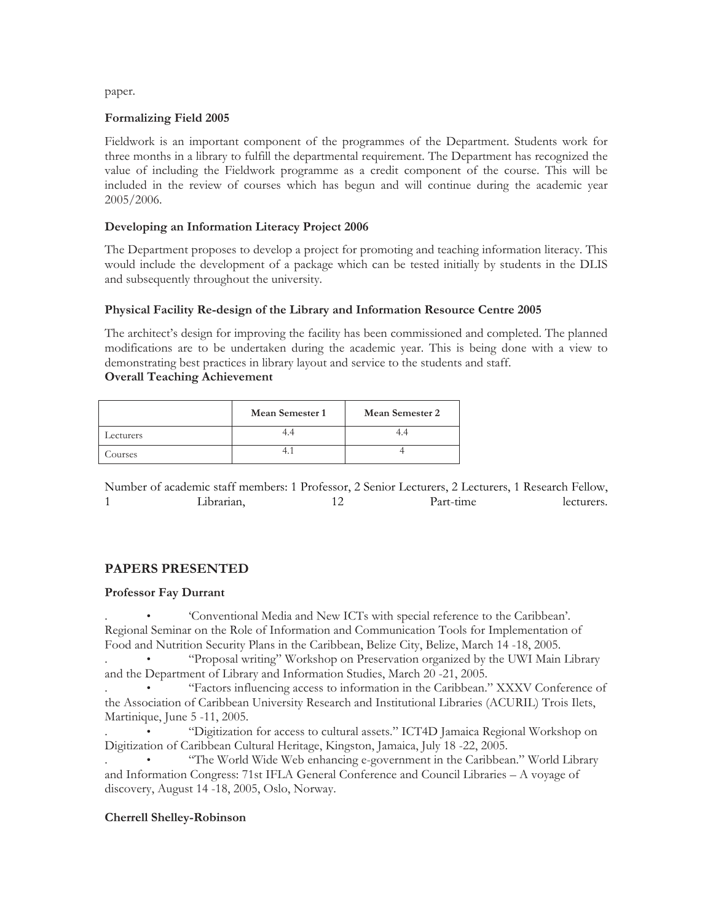paper.

**Formalizing Field 2005**

Fieldwork is an important component of the programmes of the Department. Students work for three months in a library to fulfill the departmental requirement. The Department has recognized the value of including the Fieldwork programme as a credit component of the course. This will be included in the review of courses which has begun and will continue during the academic year 2005/2006.

**Developing an Information Literacy Project 2006**

The Department proposes to develop a project for promoting and teaching information literacy. This would include the development of a package which can be tested initially by students in the DLIS and subsequently throughout the university.

**Physical Facility Re-design of the Library and Information Resource Centre 2005**

The architect's design for improving the facility has been commissioned and completed. The planned modifications are to be undertaken during the academic year. This is being done with a view to demonstrating best practices in library layout and service to the students and staff.

**Overall Teaching Achievement**

| | Mean Semester 1 | Mean Semester 2 |
|---|---|---|
| Lecturers | 4.4 | 4.4 |
| Courses | 4.1 | 4 |

Number of academic staff members: 1 Professor, 2 Senior Lecturers, 2 Lecturers, 1 Research Fellow, 1 Librarian, 12 Part-time lecturers.

## PAPERS PRESENTED

**Professor Fay Durrant**

- 'Conventional Media and New ICTs with special reference to the Caribbean'. Regional Seminar on the Role of Information and Communication Tools for Implementation of Food and Nutrition Security Plans in the Caribbean, Belize City, Belize, March 14 -18, 2005.
- "Proposal writing" Workshop on Preservation organized by the UWI Main Library and the Department of Library and Information Studies, March 20 -21, 2005.
- "Factors influencing access to information in the Caribbean." XXXV Conference of the Association of Caribbean University Research and Institutional Libraries (ACURIL) Trois Ilets, Martinique, June 5 -11, 2005.
- "Digitization for access to cultural assets." ICT4D Jamaica Regional Workshop on Digitization of Caribbean Cultural Heritage, Kingston, Jamaica, July 18 -22, 2005.
- "The World Wide Web enhancing e-government in the Caribbean." World Library and Information Congress: 71st IFLA General Conference and Council Libraries – A voyage of discovery, August 14 -18, 2005, Oslo, Norway.

**Cherrell Shelley-Robinson**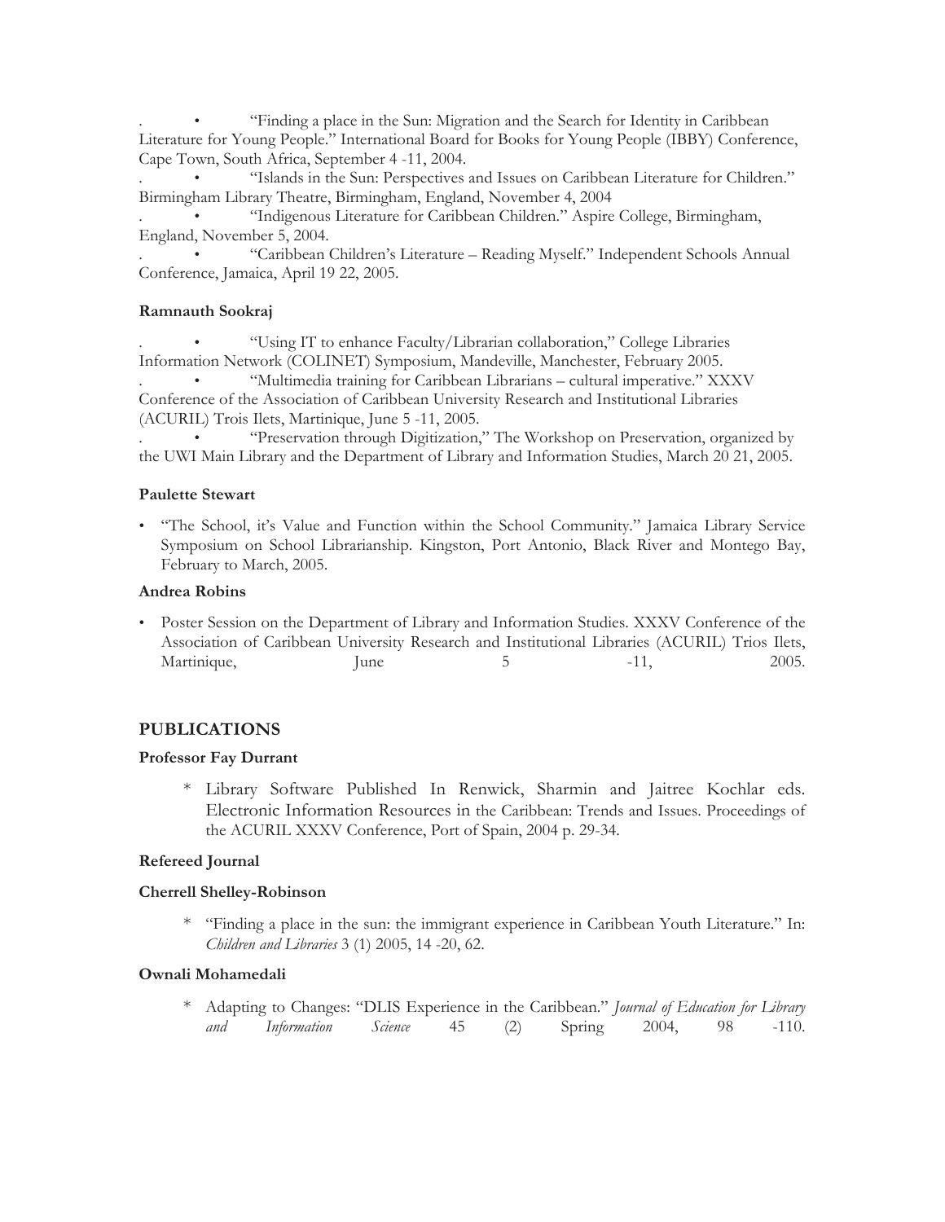- "Finding a place in the Sun: Migration and the Search for Identity in Caribbean Literature for Young People." International Board for Books for Young People (IBBY) Conference, Cape Town, South Africa, September 4 -11, 2004.
- "Islands in the Sun: Perspectives and Issues on Caribbean Literature for Children." Birmingham Library Theatre, Birmingham, England, November 4, 2004
- "Indigenous Literature for Caribbean Children." Aspire College, Birmingham, England, November 5, 2004.
- "Caribbean Children's Literature – Reading Myself." Independent Schools Annual Conference, Jamaica, April 19 22, 2005.

**Ramnauth Sookraj**

- "Using IT to enhance Faculty/Librarian collaboration," College Libraries Information Network (COLINET) Symposium, Mandeville, Manchester, February 2005.
- "Multimedia training for Caribbean Librarians – cultural imperative." XXXV Conference of the Association of Caribbean University Research and Institutional Libraries (ACURIL) Trois Ilets, Martinique, June 5 -11, 2005.
- "Preservation through Digitization," The Workshop on Preservation, organized by the UWI Main Library and the Department of Library and Information Studies, March 20 21, 2005.

**Paulette Stewart**

- "The School, it's Value and Function within the School Community." Jamaica Library Service Symposium on School Librarianship. Kingston, Port Antonio, Black River and Montego Bay, February to March, 2005.

**Andrea Robins**

- Poster Session on the Department of Library and Information Studies. XXXV Conference of the Association of Caribbean University Research and Institutional Libraries (ACURIL) Trios Ilets, Martinique, June 5 -11, 2005.

## PUBLICATIONS

**Professor Fay Durrant**

- Library Software Published In Renwick, Sharmin and Jaitree Kochlar eds. Electronic Information Resources in the Caribbean: Trends and Issues. Proceedings of the ACURIL XXXV Conference, Port of Spain, 2004 p. 29-34.

**Refereed Journal**

**Cherrell Shelley-Robinson**

- "Finding a place in the sun: the immigrant experience in Caribbean Youth Literature." In: *Children and Libraries* 3 (1) 2005, 14 -20, 62.

**Ownali Mohamedali**

- Adapting to Changes: "DLIS Experience in the Caribbean." *Journal of Education for Library and Information Science* 45 (2) Spring 2004, 98 -110.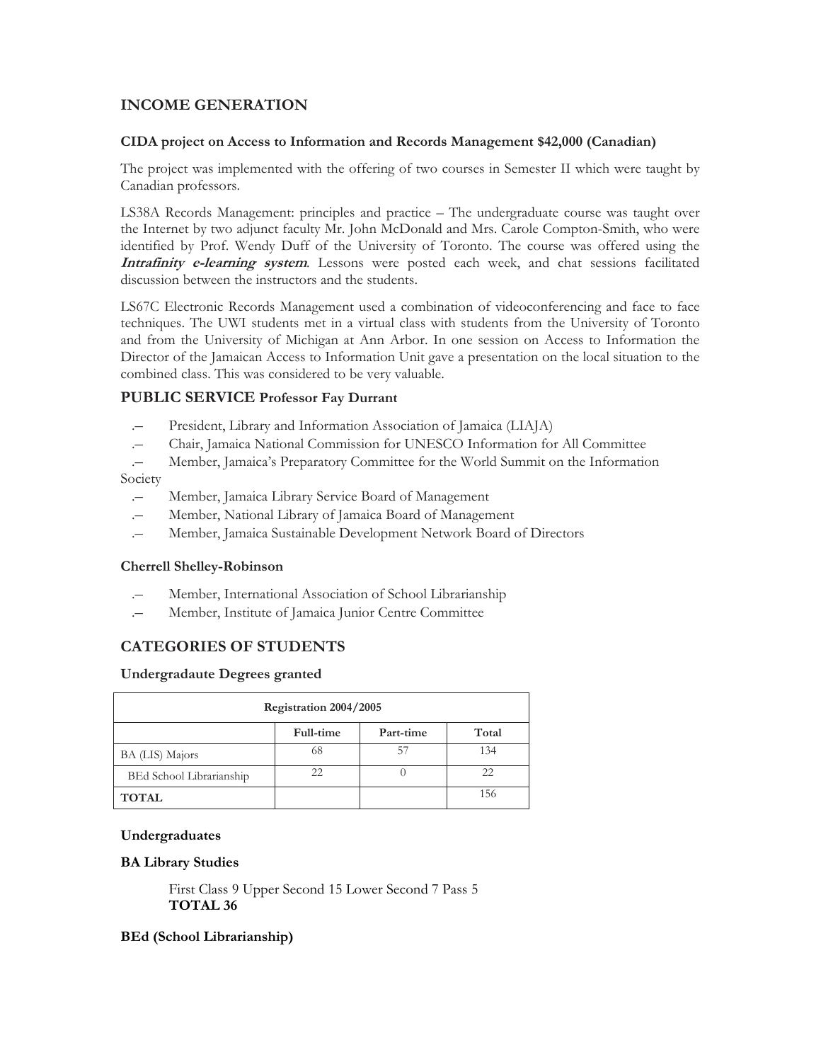## INCOME GENERATION

### CIDA project on Access to Information and Records Management $42,000 (Canadian)

The project was implemented with the offering of two courses in Semester II which were taught by Canadian professors.

LS38A Records Management: principles and practice – The undergraduate course was taught over the Internet by two adjunct faculty Mr. John McDonald and Mrs. Carole Compton-Smith, who were identified by Prof. Wendy Duff of the University of Toronto. The course was offered using the ***Intrafinity e-learning system***. Lessons were posted each week, and chat sessions facilitated discussion between the instructors and the students.

LS67C Electronic Records Management used a combination of videoconferencing and face to face techniques. The UWI students met in a virtual class with students from the University of Toronto and from the University of Michigan at Ann Arbor. In one session on Access to Information the Director of the Jamaican Access to Information Unit gave a presentation on the local situation to the combined class. This was considered to be very valuable.

## PUBLIC SERVICE Professor Fay Durrant

- President, Library and Information Association of Jamaica (LIAJA)
- Chair, Jamaica National Commission for UNESCO Information for All Committee
- Member, Jamaica's Preparatory Committee for the World Summit on the Information Society
- Member, Jamaica Library Service Board of Management
- Member, National Library of Jamaica Board of Management
- Member, Jamaica Sustainable Development Network Board of Directors

### Cherrell Shelley-Robinson

- Member, International Association of School Librarianship
- Member, Institute of Jamaica Junior Centre Committee

## CATEGORIES OF STUDENTS

### Undergradaute Degrees granted

| Registration 2004/2005 | | | |
|---|---|---|---|
| | Full-time | Part-time | Total |
| BA (LIS) Majors | 68 | 57 | 134 |
| BEd School Librarianship | 22 | 0 | 22 |
| **TOTAL** | | | 156 |

### Undergraduates

### BA Library Studies

First Class 9 Upper Second 15 Lower Second 7 Pass 5
**TOTAL 36**

### BEd (School Librarianship)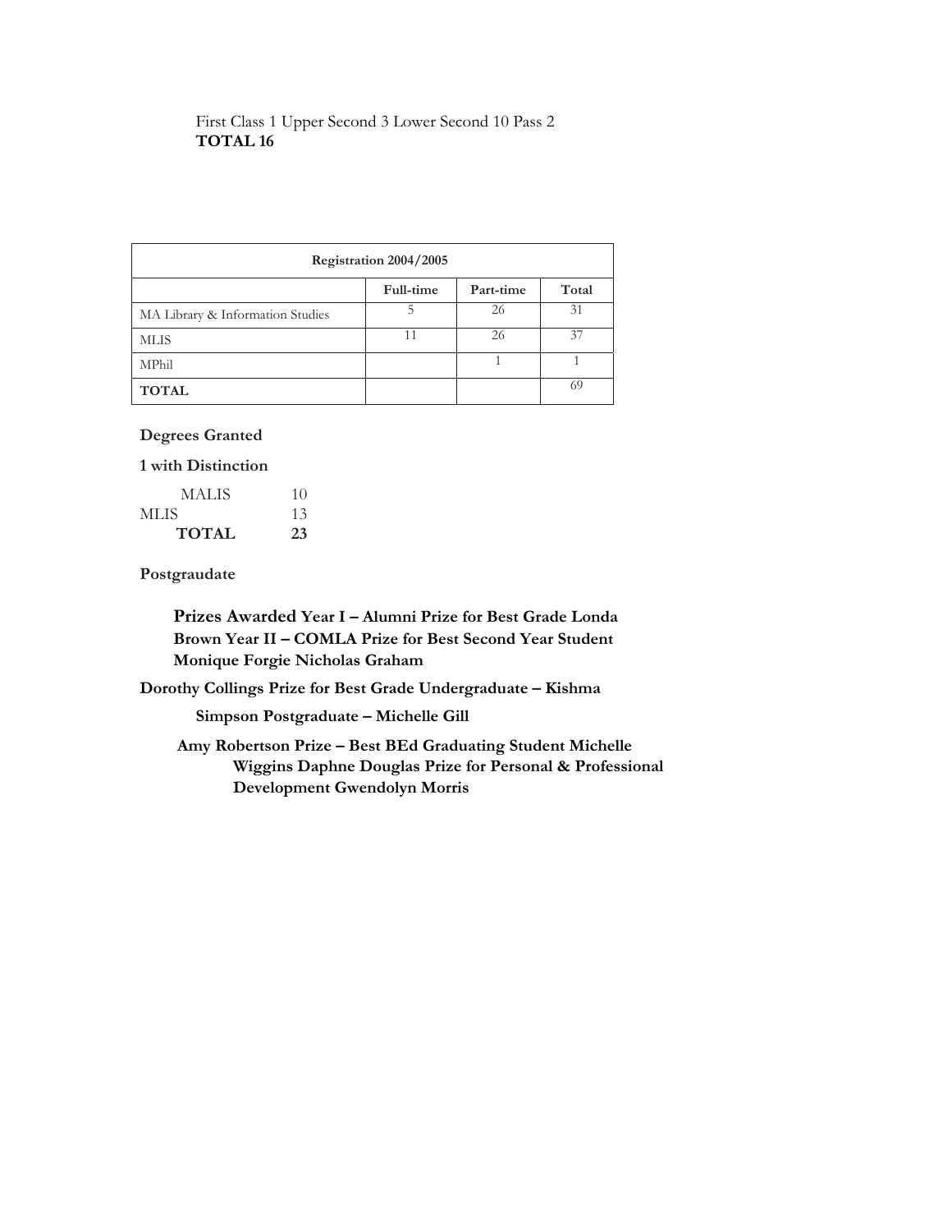First Class 1 Upper Second 3 Lower Second 10 Pass 2
**TOTAL 16**

| Registration 2004/2005 | | | |
|---|---|---|---|
| | **Full-time** | **Part-time** | **Total** |
| MA Library & Information Studies | 5 | 26 | 31 |
| MLIS | 11 | 26 | 37 |
| MPhil | | 1 | 1 |
| **TOTAL** | | | 69 |

**Degrees Granted**

**1 with Distinction**

| | |
|---|---|
| MALIS | 10 |
| MLIS | 13 |
| **TOTAL** | **23** |

**Postgraudate**

**Prizes Awarded Year I – Alumni Prize for Best Grade Londa Brown Year II – COMLA Prize for Best Second Year Student Monique Forgie Nicholas Graham**

**Dorothy Collings Prize for Best Grade Undergraduate – Kishma Simpson Postgraduate – Michelle Gill**

**Amy Robertson Prize – Best BEd Graduating Student Michelle Wiggins Daphne Douglas Prize for Personal & Professional Development Gwendolyn Morris**